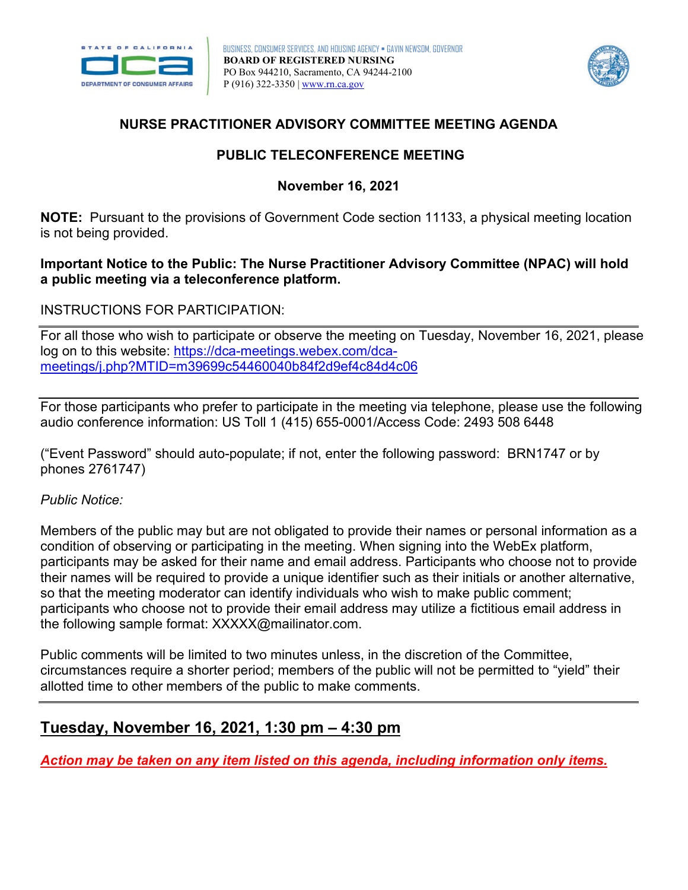BUSINESS, CONSUMER SERVICES, AND HOUSING AGENCY • GAVIN NEWSOM, GOVERNOR
**BOARD OF REGISTERED NURSING**
PO Box 944210, Sacramento, CA 94244-2100
P (916) 322-3350 | www.rn.ca.gov

# NURSE PRACTITIONER ADVISORY COMMITTEE MEETING AGENDA

## PUBLIC TELECONFERENCE MEETING

## November 16, 2021

**NOTE:** Pursuant to the provisions of Government Code section 11133, a physical meeting location is not being provided.

**Important Notice to the Public: The Nurse Practitioner Advisory Committee (NPAC) will hold a public meeting via a teleconference platform.**

INSTRUCTIONS FOR PARTICIPATION:

---

For all those who wish to participate or observe the meeting on Tuesday, November 16, 2021, please log on to this website: https://dca-meetings.webex.com/dca-meetings/j.php?MTID=m39699c54460040b84f2d9ef4c84d4c06

---

For those participants who prefer to participate in the meeting via telephone, please use the following audio conference information: US Toll 1 (415) 655-0001/Access Code: 2493 508 6448

("Event Password" should auto-populate; if not, enter the following password: BRN1747 or by phones 2761747)

*Public Notice:*

Members of the public may but are not obligated to provide their names or personal information as a condition of observing or participating in the meeting. When signing into the WebEx platform, participants may be asked for their name and email address. Participants who choose not to provide their names will be required to provide a unique identifier such as their initials or another alternative, so that the meeting moderator can identify individuals who wish to make public comment; participants who choose not to provide their email address may utilize a fictitious email address in the following sample format: XXXXX@mailinator.com.

Public comments will be limited to two minutes unless, in the discretion of the Committee, circumstances require a shorter period; members of the public will not be permitted to "yield" their allotted time to other members of the public to make comments.

---

## Tuesday, November 16, 2021, 1:30 pm – 4:30 pm

***Action may be taken on any item listed on this agenda, including information only items.***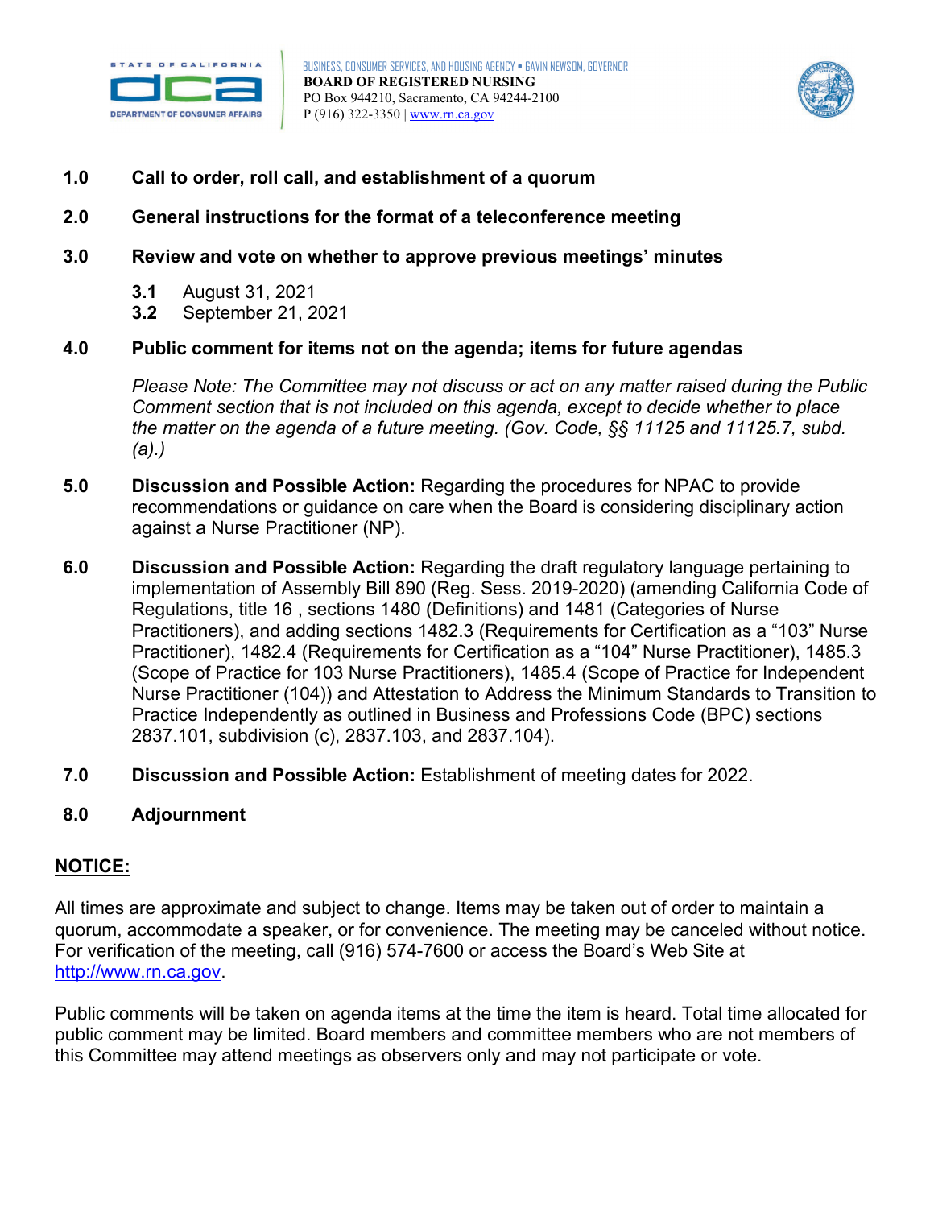**1.0 Call to order, roll call, and establishment of a quorum**

**2.0 General instructions for the format of a teleconference meeting**

**3.0 Review and vote on whether to approve previous meetings' minutes**

- **3.1** August 31, 2021
- **3.2** September 21, 2021

**4.0 Public comment for items not on the agenda; items for future agendas**

*Please Note: The Committee may not discuss or act on any matter raised during the Public Comment section that is not included on this agenda, except to decide whether to place the matter on the agenda of a future meeting. (Gov. Code, §§ 11125 and 11125.7, subd. (a).)*

**5.0 Discussion and Possible Action:** Regarding the procedures for NPAC to provide recommendations or guidance on care when the Board is considering disciplinary action against a Nurse Practitioner (NP).

**6.0 Discussion and Possible Action:** Regarding the draft regulatory language pertaining to implementation of Assembly Bill 890 (Reg. Sess. 2019-2020) (amending California Code of Regulations, title 16 , sections 1480 (Definitions) and 1481 (Categories of Nurse Practitioners), and adding sections 1482.3 (Requirements for Certification as a "103" Nurse Practitioner), 1482.4 (Requirements for Certification as a "104" Nurse Practitioner), 1485.3 (Scope of Practice for 103 Nurse Practitioners), 1485.4 (Scope of Practice for Independent Nurse Practitioner (104)) and Attestation to Address the Minimum Standards to Transition to Practice Independently as outlined in Business and Professions Code (BPC) sections 2837.101, subdivision (c), 2837.103, and 2837.104).

**7.0 Discussion and Possible Action:** Establishment of meeting dates for 2022.

**8.0 Adjournment**

## NOTICE:

All times are approximate and subject to change. Items may be taken out of order to maintain a quorum, accommodate a speaker, or for convenience. The meeting may be canceled without notice. For verification of the meeting, call (916) 574-7600 or access the Board's Web Site at http://www.rn.ca.gov.

Public comments will be taken on agenda items at the time the item is heard. Total time allocated for public comment may be limited. Board members and committee members who are not members of this Committee may attend meetings as observers only and may not participate or vote.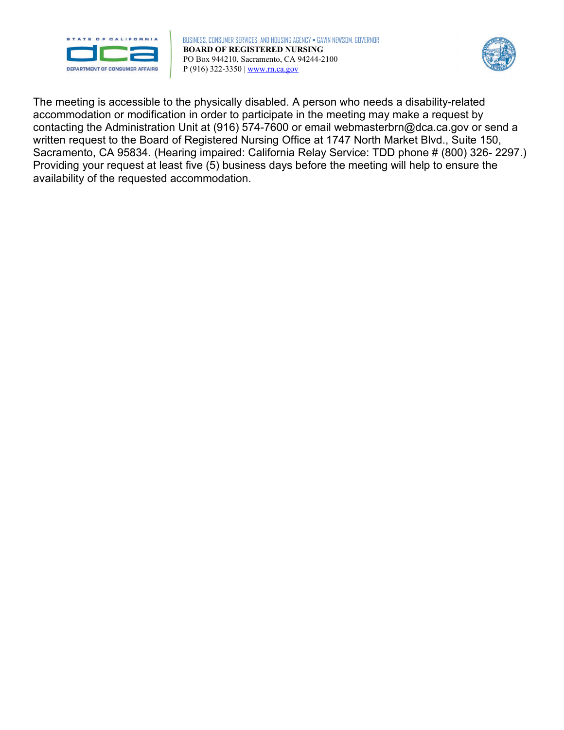The meeting is accessible to the physically disabled. A person who needs a disability-related accommodation or modification in order to participate in the meeting may make a request by contacting the Administration Unit at (916) 574-7600 or email webmasterbrn@dca.ca.gov or send a written request to the Board of Registered Nursing Office at 1747 North Market Blvd., Suite 150, Sacramento, CA 95834. (Hearing impaired: California Relay Service: TDD phone # (800) 326- 2297.) Providing your request at least five (5) business days before the meeting will help to ensure the availability of the requested accommodation.